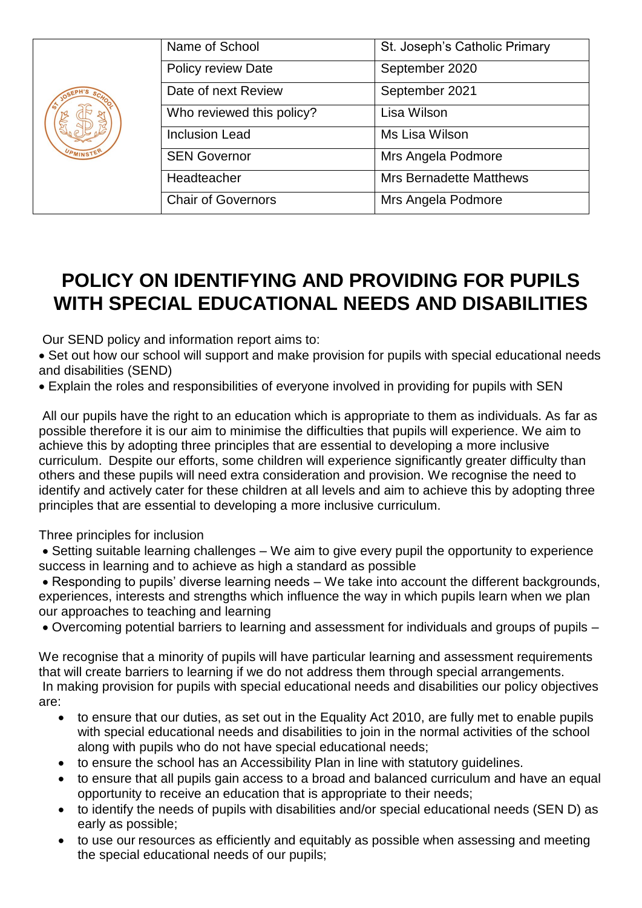| Name of School | St. Joseph's Catholic Primary |
|---|---|
| Policy review Date | September 2020 |
| Date of next Review | September 2021 |
| Who reviewed this policy? | Lisa Wilson |
| Inclusion Lead | Ms Lisa Wilson |
| SEN Governor | Mrs Angela Podmore |
| Headteacher | Mrs Bernadette Matthews |
| Chair of Governors | Mrs Angela Podmore |

# POLICY ON IDENTIFYING AND PROVIDING FOR PUPILS WITH SPECIAL EDUCATIONAL NEEDS AND DISABILITIES

Our SEND policy and information report aims to:

- Set out how our school will support and make provision for pupils with special educational needs and disabilities (SEND)
- Explain the roles and responsibilities of everyone involved in providing for pupils with SEN

All our pupils have the right to an education which is appropriate to them as individuals. As far as possible therefore it is our aim to minimise the difficulties that pupils will experience. We aim to achieve this by adopting three principles that are essential to developing a more inclusive curriculum. Despite our efforts, some children will experience significantly greater difficulty than others and these pupils will need extra consideration and provision. We recognise the need to identify and actively cater for these children at all levels and aim to achieve this by adopting three principles that are essential to developing a more inclusive curriculum.

Three principles for inclusion

- Setting suitable learning challenges – We aim to give every pupil the opportunity to experience success in learning and to achieve as high a standard as possible
- Responding to pupils' diverse learning needs – We take into account the different backgrounds, experiences, interests and strengths which influence the way in which pupils learn when we plan our approaches to teaching and learning
- Overcoming potential barriers to learning and assessment for individuals and groups of pupils –

We recognise that a minority of pupils will have particular learning and assessment requirements that will create barriers to learning if we do not address them through special arrangements.

In making provision for pupils with special educational needs and disabilities our policy objectives are:

- to ensure that our duties, as set out in the Equality Act 2010, are fully met to enable pupils with special educational needs and disabilities to join in the normal activities of the school along with pupils who do not have special educational needs;
- to ensure the school has an Accessibility Plan in line with statutory guidelines.
- to ensure that all pupils gain access to a broad and balanced curriculum and have an equal opportunity to receive an education that is appropriate to their needs;
- to identify the needs of pupils with disabilities and/or special educational needs (SEN D) as early as possible;
- to use our resources as efficiently and equitably as possible when assessing and meeting the special educational needs of our pupils;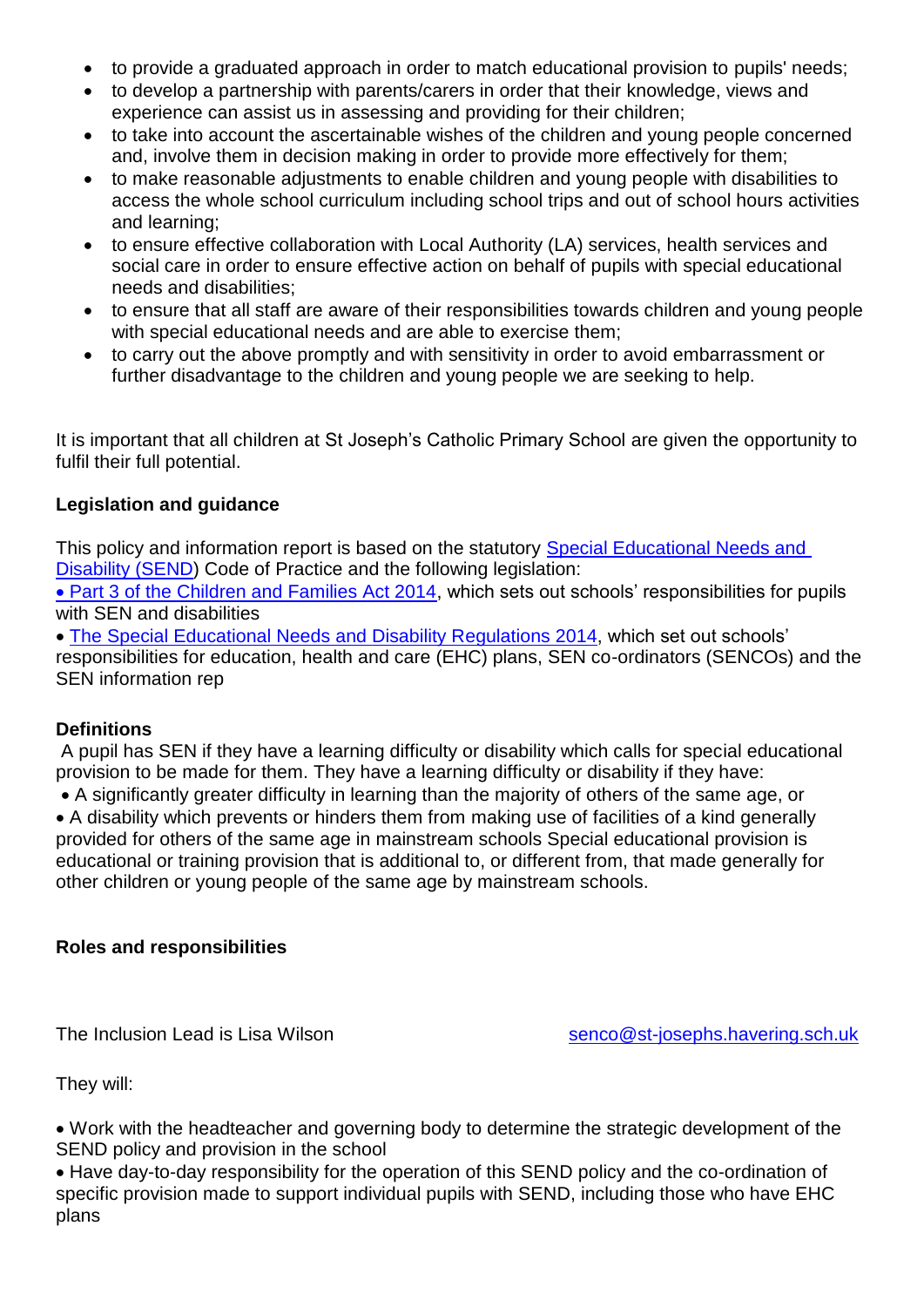- to provide a graduated approach in order to match educational provision to pupils' needs;
- to develop a partnership with parents/carers in order that their knowledge, views and experience can assist us in assessing and providing for their children;
- to take into account the ascertainable wishes of the children and young people concerned and, involve them in decision making in order to provide more effectively for them;
- to make reasonable adjustments to enable children and young people with disabilities to access the whole school curriculum including school trips and out of school hours activities and learning;
- to ensure effective collaboration with Local Authority (LA) services, health services and social care in order to ensure effective action on behalf of pupils with special educational needs and disabilities;
- to ensure that all staff are aware of their responsibilities towards children and young people with special educational needs and are able to exercise them;
- to carry out the above promptly and with sensitivity in order to avoid embarrassment or further disadvantage to the children and young people we are seeking to help.

It is important that all children at St Joseph's Catholic Primary School are given the opportunity to fulfil their full potential.

**Legislation and guidance**

This policy and information report is based on the statutory Special Educational Needs and Disability (SEND) Code of Practice and the following legislation:

• Part 3 of the Children and Families Act 2014, which sets out schools' responsibilities for pupils with SEN and disabilities

• The Special Educational Needs and Disability Regulations 2014, which set out schools' responsibilities for education, health and care (EHC) plans, SEN co-ordinators (SENCOs) and the SEN information rep

**Definitions**

A pupil has SEN if they have a learning difficulty or disability which calls for special educational provision to be made for them. They have a learning difficulty or disability if they have:

• A significantly greater difficulty in learning than the majority of others of the same age, or

• A disability which prevents or hinders them from making use of facilities of a kind generally provided for others of the same age in mainstream schools Special educational provision is educational or training provision that is additional to, or different from, that made generally for other children or young people of the same age by mainstream schools.

**Roles and responsibilities**

The Inclusion Lead is Lisa Wilson senco@st-josephs.havering.sch.uk

They will:

• Work with the headteacher and governing body to determine the strategic development of the SEND policy and provision in the school

• Have day-to-day responsibility for the operation of this SEND policy and the co-ordination of specific provision made to support individual pupils with SEND, including those who have EHC plans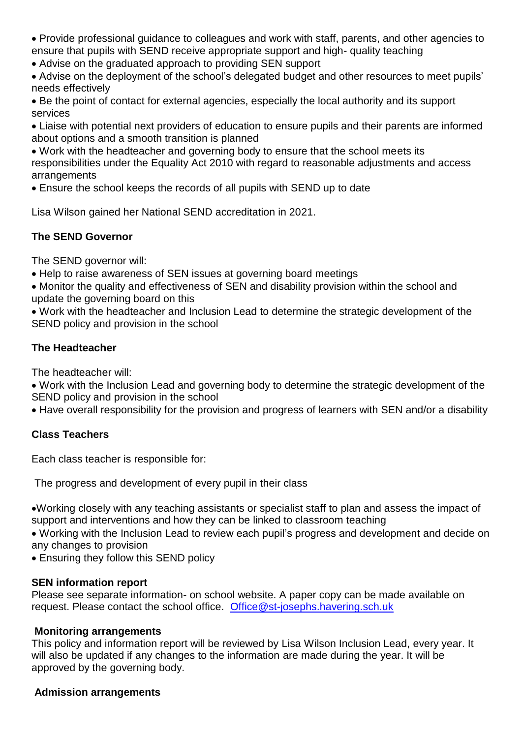- Provide professional guidance to colleagues and work with staff, parents, and other agencies to ensure that pupils with SEND receive appropriate support and high- quality teaching
- Advise on the graduated approach to providing SEN support
- Advise on the deployment of the school's delegated budget and other resources to meet pupils' needs effectively
- Be the point of contact for external agencies, especially the local authority and its support services
- Liaise with potential next providers of education to ensure pupils and their parents are informed about options and a smooth transition is planned
- Work with the headteacher and governing body to ensure that the school meets its responsibilities under the Equality Act 2010 with regard to reasonable adjustments and access arrangements
- Ensure the school keeps the records of all pupils with SEND up to date

Lisa Wilson gained her National SEND accreditation in 2021.

### The SEND Governor

The SEND governor will:

- Help to raise awareness of SEN issues at governing board meetings
- Monitor the quality and effectiveness of SEN and disability provision within the school and update the governing board on this
- Work with the headteacher and Inclusion Lead to determine the strategic development of the SEND policy and provision in the school

### The Headteacher

The headteacher will:

- Work with the Inclusion Lead and governing body to determine the strategic development of the SEND policy and provision in the school
- Have overall responsibility for the provision and progress of learners with SEN and/or a disability

### Class Teachers

Each class teacher is responsible for:

The progress and development of every pupil in their class

- Working closely with any teaching assistants or specialist staff to plan and assess the impact of support and interventions and how they can be linked to classroom teaching
- Working with the Inclusion Lead to review each pupil's progress and development and decide on any changes to provision
- Ensuring they follow this SEND policy

### SEN information report

Please see separate information- on school website. A paper copy can be made available on request. Please contact the school office. Office@st-josephs.havering.sch.uk

### Monitoring arrangements

This policy and information report will be reviewed by Lisa Wilson Inclusion Lead, every year. It will also be updated if any changes to the information are made during the year. It will be approved by the governing body.

### Admission arrangements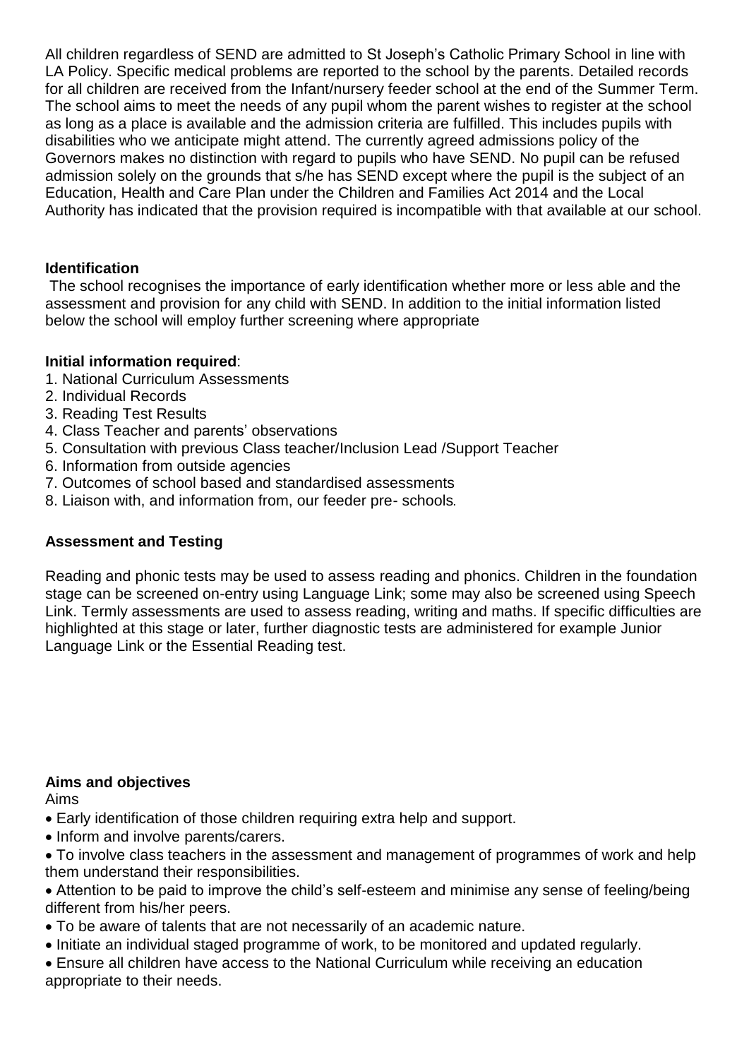All children regardless of SEND are admitted to St Joseph's Catholic Primary School in line with LA Policy. Specific medical problems are reported to the school by the parents. Detailed records for all children are received from the Infant/nursery feeder school at the end of the Summer Term. The school aims to meet the needs of any pupil whom the parent wishes to register at the school as long as a place is available and the admission criteria are fulfilled. This includes pupils with disabilities who we anticipate might attend. The currently agreed admissions policy of the Governors makes no distinction with regard to pupils who have SEND. No pupil can be refused admission solely on the grounds that s/he has SEND except where the pupil is the subject of an Education, Health and Care Plan under the Children and Families Act 2014 and the Local Authority has indicated that the provision required is incompatible with that available at our school.

**Identification**

The school recognises the importance of early identification whether more or less able and the assessment and provision for any child with SEND. In addition to the initial information listed below the school will employ further screening where appropriate

**Initial information required**:

1. National Curriculum Assessments
2. Individual Records
3. Reading Test Results
4. Class Teacher and parents' observations
5. Consultation with previous Class teacher/Inclusion Lead /Support Teacher
6. Information from outside agencies
7. Outcomes of school based and standardised assessments
8. Liaison with, and information from, our feeder pre- schools.

**Assessment and Testing**

Reading and phonic tests may be used to assess reading and phonics. Children in the foundation stage can be screened on-entry using Language Link; some may also be screened using Speech Link. Termly assessments are used to assess reading, writing and maths. If specific difficulties are highlighted at this stage or later, further diagnostic tests are administered for example Junior Language Link or the Essential Reading test.

**Aims and objectives**

Aims

- Early identification of those children requiring extra help and support.
- Inform and involve parents/carers.
- To involve class teachers in the assessment and management of programmes of work and help them understand their responsibilities.
- Attention to be paid to improve the child's self-esteem and minimise any sense of feeling/being different from his/her peers.
- To be aware of talents that are not necessarily of an academic nature.
- Initiate an individual staged programme of work, to be monitored and updated regularly.
- Ensure all children have access to the National Curriculum while receiving an education appropriate to their needs.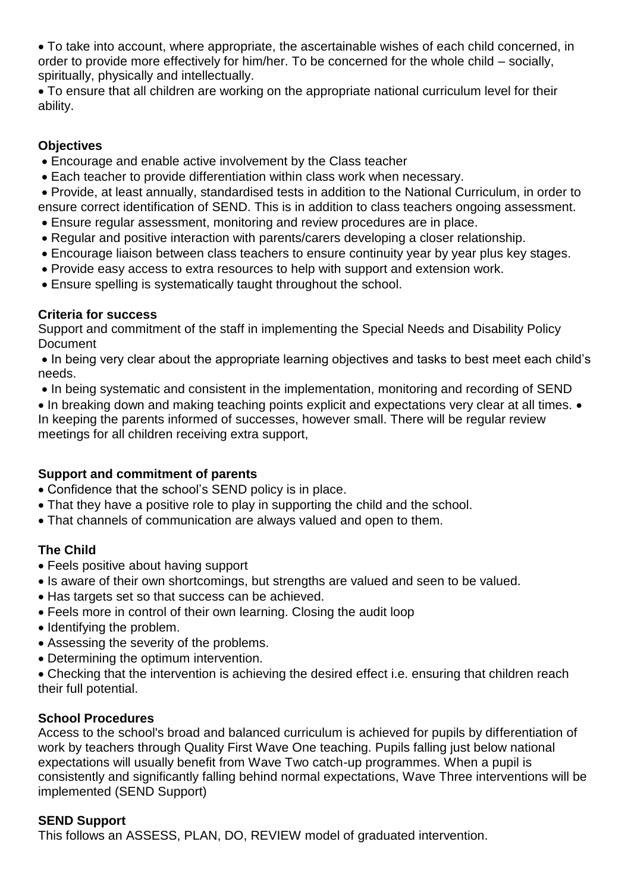- To take into account, where appropriate, the ascertainable wishes of each child concerned, in order to provide more effectively for him/her. To be concerned for the whole child – socially, spiritually, physically and intellectually.
- To ensure that all children are working on the appropriate national curriculum level for their ability.

**Objectives**

- Encourage and enable active involvement by the Class teacher
- Each teacher to provide differentiation within class work when necessary.
- Provide, at least annually, standardised tests in addition to the National Curriculum, in order to ensure correct identification of SEND. This is in addition to class teachers ongoing assessment.
- Ensure regular assessment, monitoring and review procedures are in place.
- Regular and positive interaction with parents/carers developing a closer relationship.
- Encourage liaison between class teachers to ensure continuity year by year plus key stages.
- Provide easy access to extra resources to help with support and extension work.
- Ensure spelling is systematically taught throughout the school.

**Criteria for success**

Support and commitment of the staff in implementing the Special Needs and Disability Policy Document

- In being very clear about the appropriate learning objectives and tasks to best meet each child's needs.
- In being systematic and consistent in the implementation, monitoring and recording of SEND
- In breaking down and making teaching points explicit and expectations very clear at all times. • In keeping the parents informed of successes, however small. There will be regular review meetings for all children receiving extra support,

**Support and commitment of parents**

- Confidence that the school's SEND policy is in place.
- That they have a positive role to play in supporting the child and the school.
- That channels of communication are always valued and open to them.

**The Child**

- Feels positive about having support
- Is aware of their own shortcomings, but strengths are valued and seen to be valued.
- Has targets set so that success can be achieved.
- Feels more in control of their own learning. Closing the audit loop
- Identifying the problem.
- Assessing the severity of the problems.
- Determining the optimum intervention.
- Checking that the intervention is achieving the desired effect i.e. ensuring that children reach their full potential.

**School Procedures**

Access to the school's broad and balanced curriculum is achieved for pupils by differentiation of work by teachers through Quality First Wave One teaching. Pupils falling just below national expectations will usually benefit from Wave Two catch-up programmes. When a pupil is consistently and significantly falling behind normal expectations, Wave Three interventions will be implemented (SEND Support)

**SEND Support**

This follows an ASSESS, PLAN, DO, REVIEW model of graduated intervention.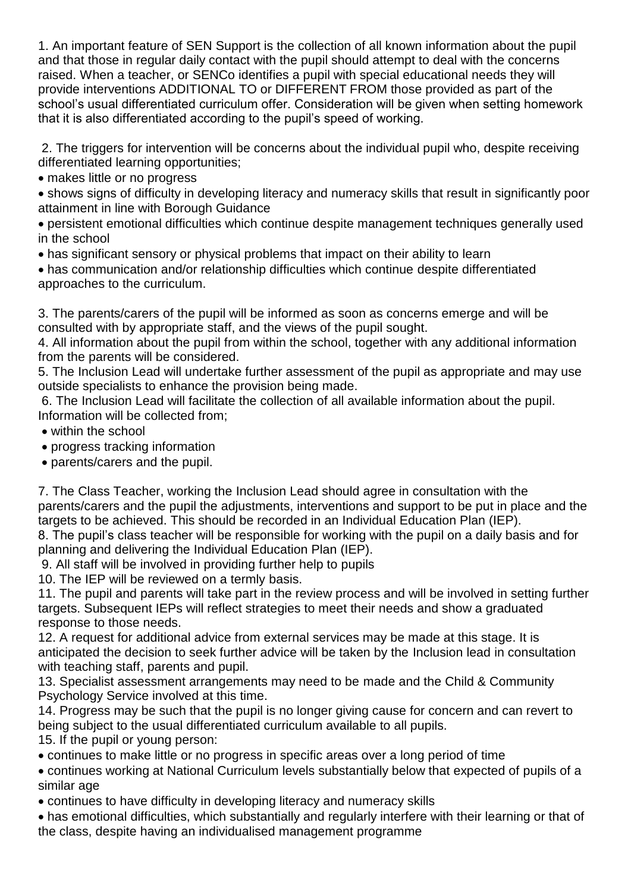1. An important feature of SEN Support is the collection of all known information about the pupil and that those in regular daily contact with the pupil should attempt to deal with the concerns raised. When a teacher, or SENCo identifies a pupil with special educational needs they will provide interventions ADDITIONAL TO or DIFFERENT FROM those provided as part of the school's usual differentiated curriculum offer. Consideration will be given when setting homework that it is also differentiated according to the pupil's speed of working.

2. The triggers for intervention will be concerns about the individual pupil who, despite receiving differentiated learning opportunities;

- makes little or no progress
- shows signs of difficulty in developing literacy and numeracy skills that result in significantly poor attainment in line with Borough Guidance
- persistent emotional difficulties which continue despite management techniques generally used in the school
- has significant sensory or physical problems that impact on their ability to learn
- has communication and/or relationship difficulties which continue despite differentiated approaches to the curriculum.

3. The parents/carers of the pupil will be informed as soon as concerns emerge and will be consulted with by appropriate staff, and the views of the pupil sought.

4. All information about the pupil from within the school, together with any additional information from the parents will be considered.

5. The Inclusion Lead will undertake further assessment of the pupil as appropriate and may use outside specialists to enhance the provision being made.

6. The Inclusion Lead will facilitate the collection of all available information about the pupil. Information will be collected from;

- within the school
- progress tracking information
- parents/carers and the pupil.

7. The Class Teacher, working the Inclusion Lead should agree in consultation with the parents/carers and the pupil the adjustments, interventions and support to be put in place and the targets to be achieved. This should be recorded in an Individual Education Plan (IEP).

8. The pupil's class teacher will be responsible for working with the pupil on a daily basis and for planning and delivering the Individual Education Plan (IEP).

9. All staff will be involved in providing further help to pupils

10. The IEP will be reviewed on a termly basis.

11. The pupil and parents will take part in the review process and will be involved in setting further targets. Subsequent IEPs will reflect strategies to meet their needs and show a graduated response to those needs.

12. A request for additional advice from external services may be made at this stage. It is anticipated the decision to seek further advice will be taken by the Inclusion lead in consultation with teaching staff, parents and pupil.

13. Specialist assessment arrangements may need to be made and the Child & Community Psychology Service involved at this time.

14. Progress may be such that the pupil is no longer giving cause for concern and can revert to being subject to the usual differentiated curriculum available to all pupils.

15. If the pupil or young person:

- continues to make little or no progress in specific areas over a long period of time
- continues working at National Curriculum levels substantially below that expected of pupils of a similar age
- continues to have difficulty in developing literacy and numeracy skills
- has emotional difficulties, which substantially and regularly interfere with their learning or that of the class, despite having an individualised management programme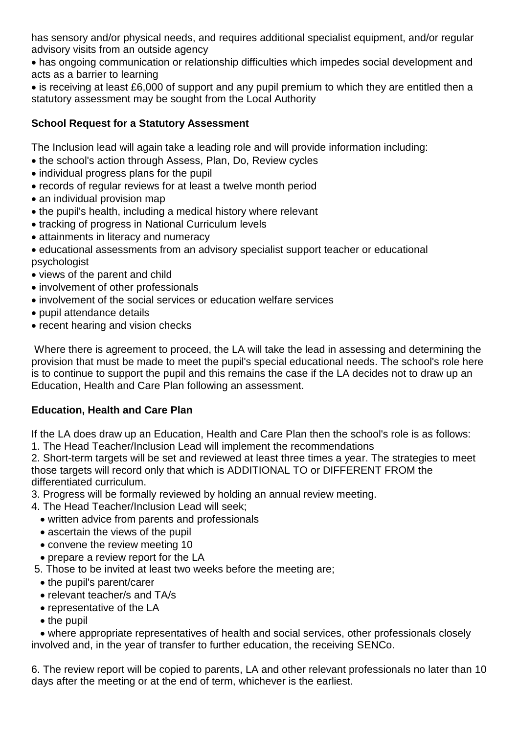has sensory and/or physical needs, and requires additional specialist equipment, and/or regular advisory visits from an outside agency

- has ongoing communication or relationship difficulties which impedes social development and acts as a barrier to learning
- is receiving at least £6,000 of support and any pupil premium to which they are entitled then a statutory assessment may be sought from the Local Authority

**School Request for a Statutory Assessment**

The Inclusion lead will again take a leading role and will provide information including:

- the school's action through Assess, Plan, Do, Review cycles
- individual progress plans for the pupil
- records of regular reviews for at least a twelve month period
- an individual provision map
- the pupil's health, including a medical history where relevant
- tracking of progress in National Curriculum levels
- attainments in literacy and numeracy
- educational assessments from an advisory specialist support teacher or educational psychologist
- views of the parent and child
- involvement of other professionals
- involvement of the social services or education welfare services
- pupil attendance details
- recent hearing and vision checks

Where there is agreement to proceed, the LA will take the lead in assessing and determining the provision that must be made to meet the pupil's special educational needs. The school's role here is to continue to support the pupil and this remains the case if the LA decides not to draw up an Education, Health and Care Plan following an assessment.

**Education, Health and Care Plan**

If the LA does draw up an Education, Health and Care Plan then the school's role is as follows:

1. The Head Teacher/Inclusion Lead will implement the recommendations
2. Short-term targets will be set and reviewed at least three times a year. The strategies to meet those targets will record only that which is ADDITIONAL TO or DIFFERENT FROM the differentiated curriculum.
3. Progress will be formally reviewed by holding an annual review meeting.
4. The Head Teacher/Inclusion Lead will seek;
   - written advice from parents and professionals
   - ascertain the views of the pupil
   - convene the review meeting 10
   - prepare a review report for the LA
5. Those to be invited at least two weeks before the meeting are;
   - the pupil's parent/carer
   - relevant teacher/s and TA/s
   - representative of the LA
   - the pupil
   - where appropriate representatives of health and social services, other professionals closely involved and, in the year of transfer to further education, the receiving SENCo.

6. The review report will be copied to parents, LA and other relevant professionals no later than 10 days after the meeting or at the end of term, whichever is the earliest.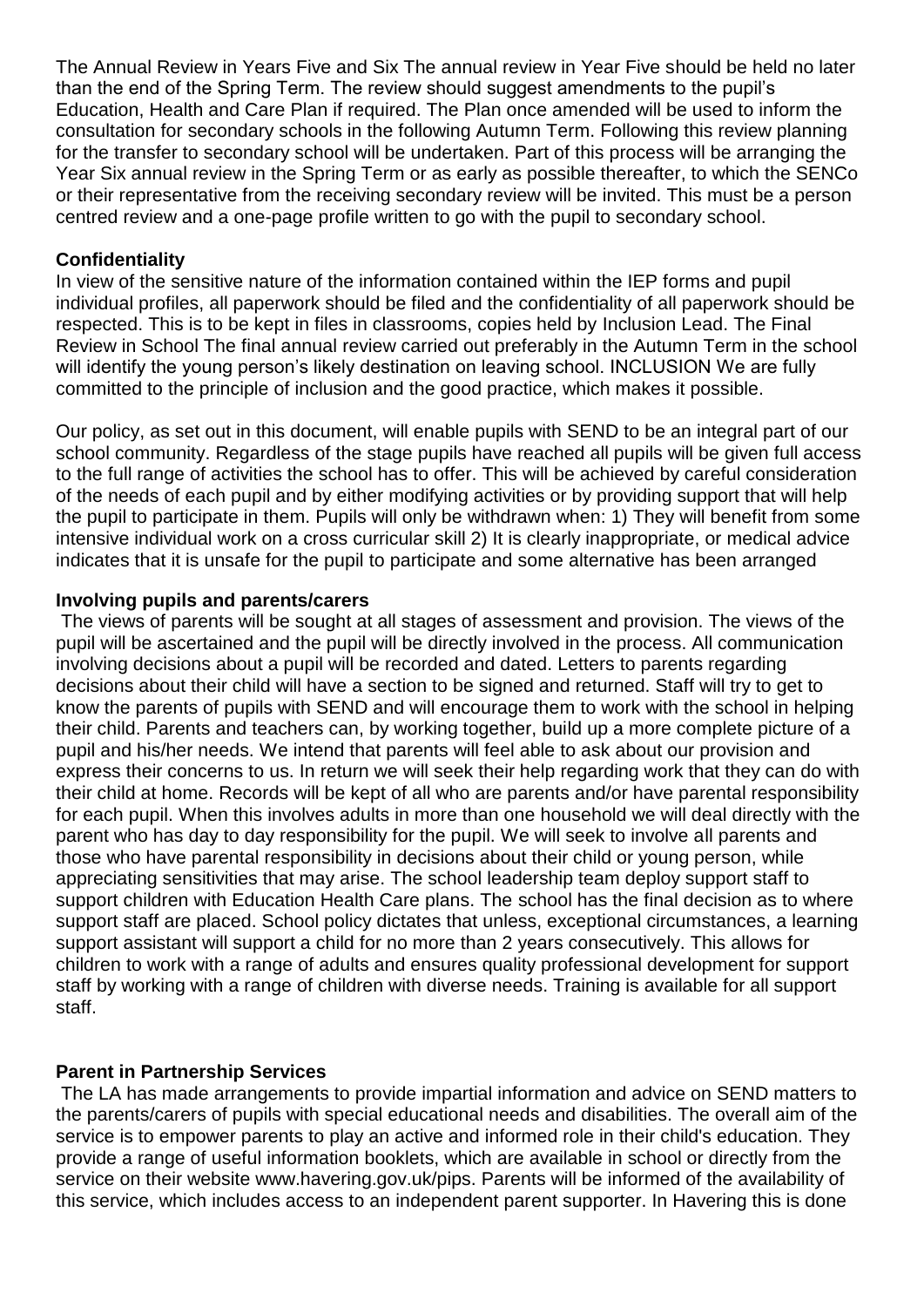The Annual Review in Years Five and Six The annual review in Year Five should be held no later than the end of the Spring Term. The review should suggest amendments to the pupil's Education, Health and Care Plan if required. The Plan once amended will be used to inform the consultation for secondary schools in the following Autumn Term. Following this review planning for the transfer to secondary school will be undertaken. Part of this process will be arranging the Year Six annual review in the Spring Term or as early as possible thereafter, to which the SENCo or their representative from the receiving secondary review will be invited. This must be a person centred review and a one-page profile written to go with the pupil to secondary school.

**Confidentiality**

In view of the sensitive nature of the information contained within the IEP forms and pupil individual profiles, all paperwork should be filed and the confidentiality of all paperwork should be respected. This is to be kept in files in classrooms, copies held by Inclusion Lead. The Final Review in School The final annual review carried out preferably in the Autumn Term in the school will identify the young person's likely destination on leaving school. INCLUSION We are fully committed to the principle of inclusion and the good practice, which makes it possible.

Our policy, as set out in this document, will enable pupils with SEND to be an integral part of our school community. Regardless of the stage pupils have reached all pupils will be given full access to the full range of activities the school has to offer. This will be achieved by careful consideration of the needs of each pupil and by either modifying activities or by providing support that will help the pupil to participate in them. Pupils will only be withdrawn when: 1) They will benefit from some intensive individual work on a cross curricular skill 2) It is clearly inappropriate, or medical advice indicates that it is unsafe for the pupil to participate and some alternative has been arranged

**Involving pupils and parents/carers**

The views of parents will be sought at all stages of assessment and provision. The views of the pupil will be ascertained and the pupil will be directly involved in the process. All communication involving decisions about a pupil will be recorded and dated. Letters to parents regarding decisions about their child will have a section to be signed and returned. Staff will try to get to know the parents of pupils with SEND and will encourage them to work with the school in helping their child. Parents and teachers can, by working together, build up a more complete picture of a pupil and his/her needs. We intend that parents will feel able to ask about our provision and express their concerns to us. In return we will seek their help regarding work that they can do with their child at home. Records will be kept of all who are parents and/or have parental responsibility for each pupil. When this involves adults in more than one household we will deal directly with the parent who has day to day responsibility for the pupil. We will seek to involve all parents and those who have parental responsibility in decisions about their child or young person, while appreciating sensitivities that may arise. The school leadership team deploy support staff to support children with Education Health Care plans. The school has the final decision as to where support staff are placed. School policy dictates that unless, exceptional circumstances, a learning support assistant will support a child for no more than 2 years consecutively. This allows for children to work with a range of adults and ensures quality professional development for support staff by working with a range of children with diverse needs. Training is available for all support staff.

**Parent in Partnership Services**

The LA has made arrangements to provide impartial information and advice on SEND matters to the parents/carers of pupils with special educational needs and disabilities. The overall aim of the service is to empower parents to play an active and informed role in their child's education. They provide a range of useful information booklets, which are available in school or directly from the service on their website www.havering.gov.uk/pips. Parents will be informed of the availability of this service, which includes access to an independent parent supporter. In Havering this is done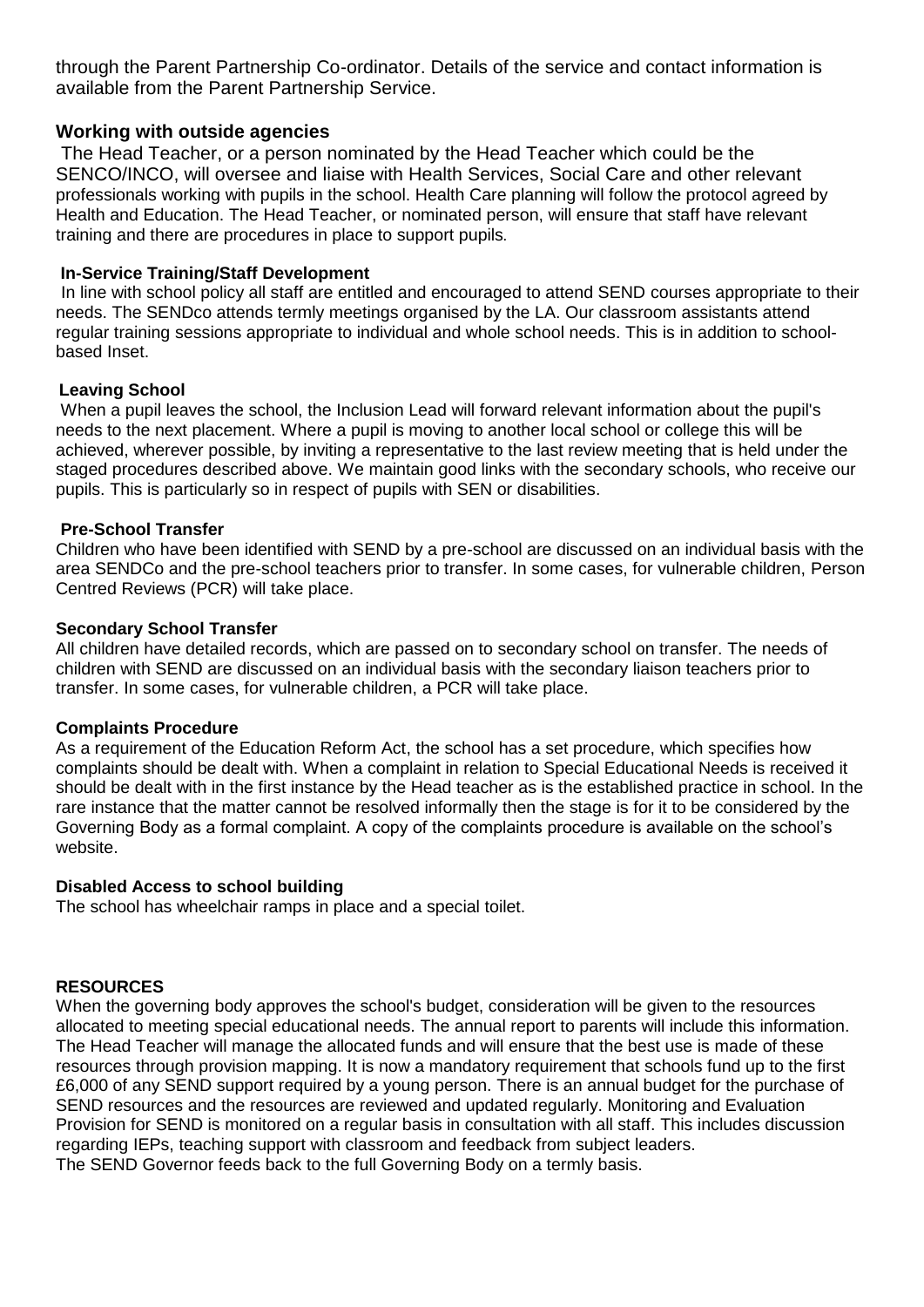through the Parent Partnership Co-ordinator. Details of the service and contact information is available from the Parent Partnership Service.

## Working with outside agencies

The Head Teacher, or a person nominated by the Head Teacher which could be the SENCO/INCO, will oversee and liaise with Health Services, Social Care and other relevant professionals working with pupils in the school. Health Care planning will follow the protocol agreed by Health and Education. The Head Teacher, or nominated person, will ensure that staff have relevant training and there are procedures in place to support pupils.

### In-Service Training/Staff Development

In line with school policy all staff are entitled and encouraged to attend SEND courses appropriate to their needs. The SENDco attends termly meetings organised by the LA. Our classroom assistants attend regular training sessions appropriate to individual and whole school needs. This is in addition to school-based Inset.

### Leaving School

When a pupil leaves the school, the Inclusion Lead will forward relevant information about the pupil's needs to the next placement. Where a pupil is moving to another local school or college this will be achieved, wherever possible, by inviting a representative to the last review meeting that is held under the staged procedures described above. We maintain good links with the secondary schools, who receive our pupils. This is particularly so in respect of pupils with SEN or disabilities.

### Pre-School Transfer

Children who have been identified with SEND by a pre-school are discussed on an individual basis with the area SENDCo and the pre-school teachers prior to transfer. In some cases, for vulnerable children, Person Centred Reviews (PCR) will take place.

### Secondary School Transfer

All children have detailed records, which are passed on to secondary school on transfer. The needs of children with SEND are discussed on an individual basis with the secondary liaison teachers prior to transfer. In some cases, for vulnerable children, a PCR will take place.

### Complaints Procedure

As a requirement of the Education Reform Act, the school has a set procedure, which specifies how complaints should be dealt with. When a complaint in relation to Special Educational Needs is received it should be dealt with in the first instance by the Head teacher as is the established practice in school. In the rare instance that the matter cannot be resolved informally then the stage is for it to be considered by the Governing Body as a formal complaint. A copy of the complaints procedure is available on the school's website.

### Disabled Access to school building

The school has wheelchair ramps in place and a special toilet.

### RESOURCES

When the governing body approves the school's budget, consideration will be given to the resources allocated to meeting special educational needs. The annual report to parents will include this information. The Head Teacher will manage the allocated funds and will ensure that the best use is made of these resources through provision mapping. It is now a mandatory requirement that schools fund up to the first £6,000 of any SEND support required by a young person. There is an annual budget for the purchase of SEND resources and the resources are reviewed and updated regularly. Monitoring and Evaluation Provision for SEND is monitored on a regular basis in consultation with all staff. This includes discussion regarding IEPs, teaching support with classroom and feedback from subject leaders.
The SEND Governor feeds back to the full Governing Body on a termly basis.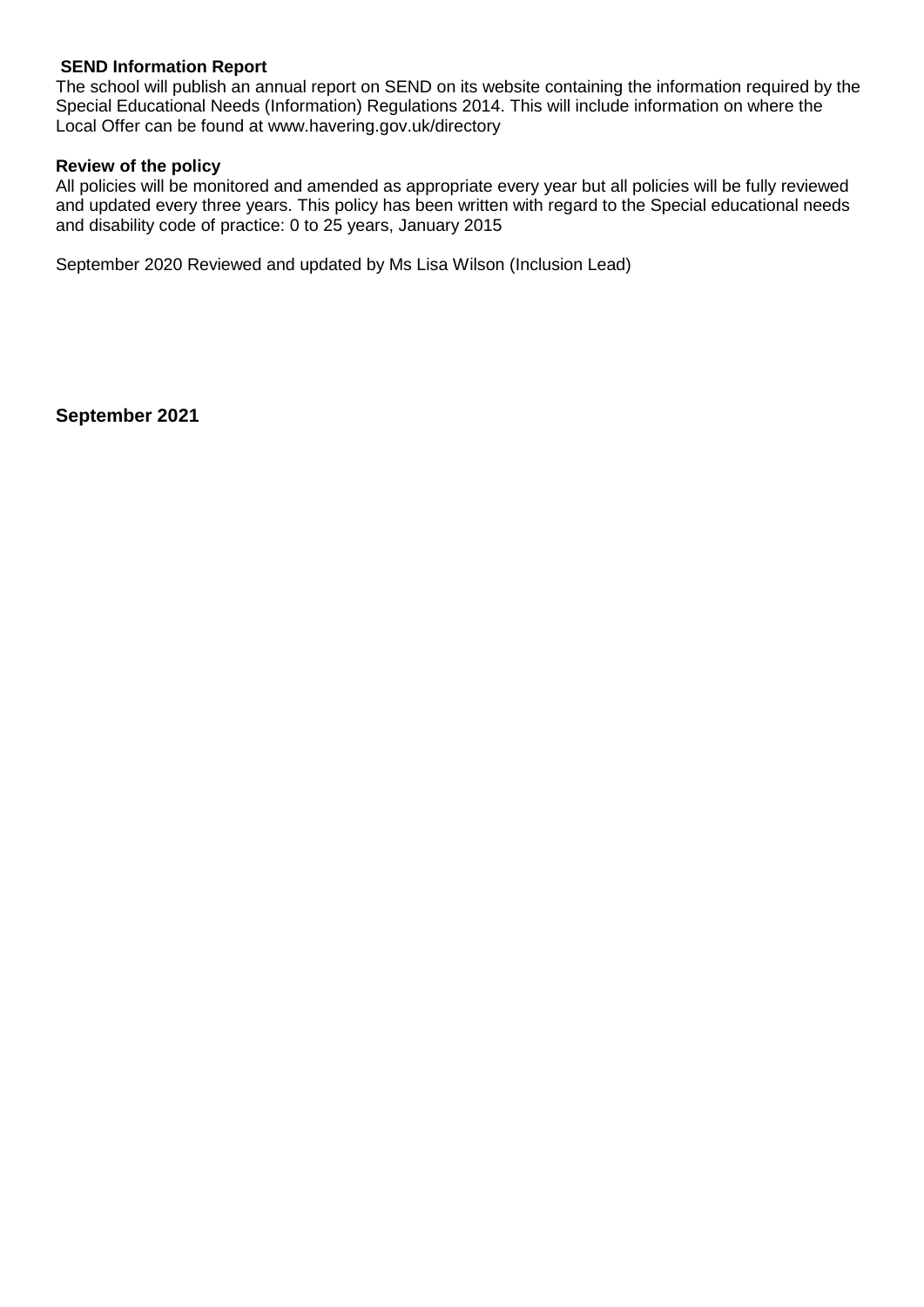**SEND Information Report**

The school will publish an annual report on SEND on its website containing the information required by the Special Educational Needs (Information) Regulations 2014. This will include information on where the Local Offer can be found at www.havering.gov.uk/directory

**Review of the policy**

All policies will be monitored and amended as appropriate every year but all policies will be fully reviewed and updated every three years. This policy has been written with regard to the Special educational needs and disability code of practice: 0 to 25 years, January 2015

September 2020 Reviewed and updated by Ms Lisa Wilson (Inclusion Lead)

**September 2021**